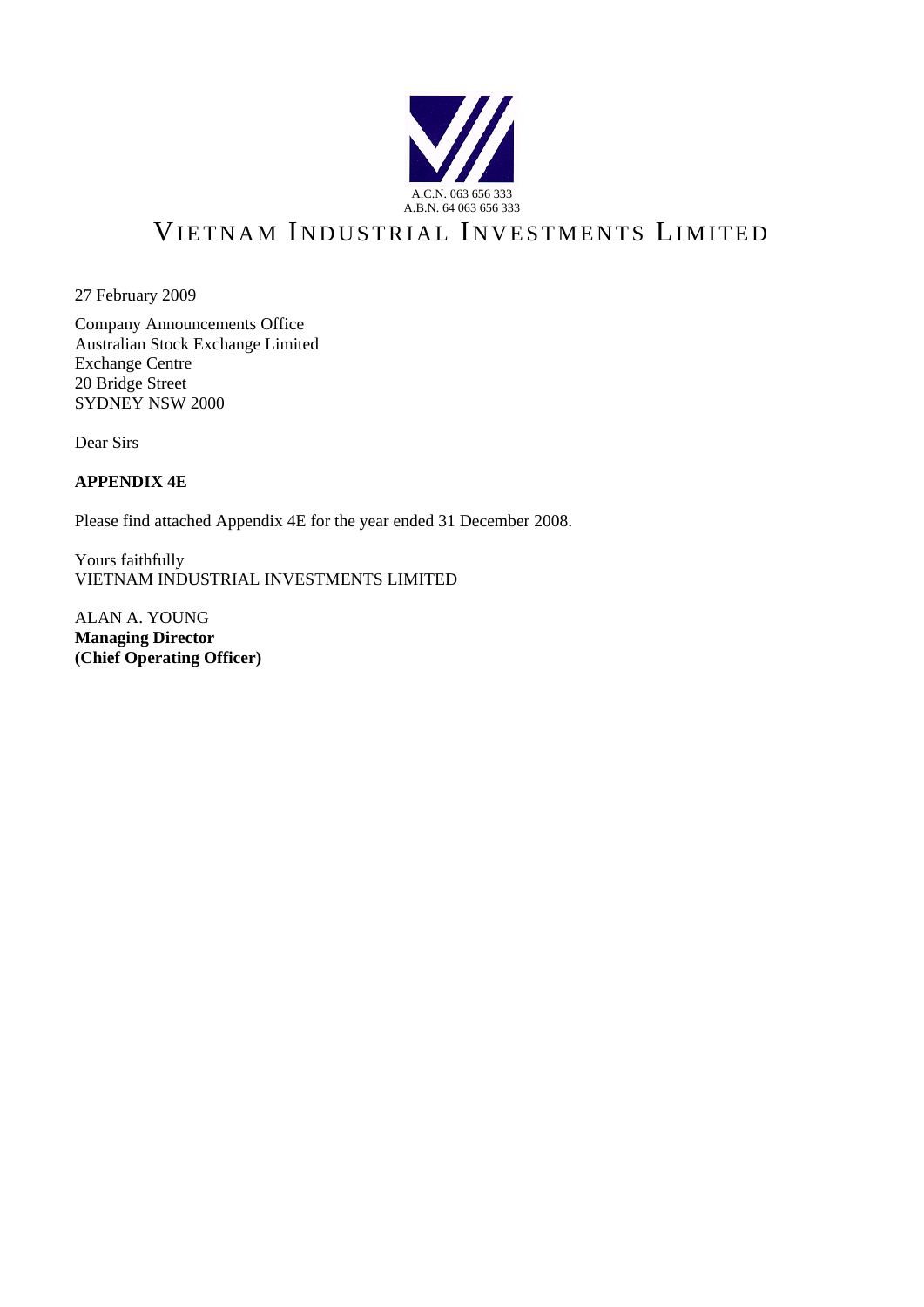A.C.N. 063 656 333
A.B.N. 64 063 656 333

# VIETNAM INDUSTRIAL INVESTMENTS LIMITED

27 February 2009

Company Announcements Office
Australian Stock Exchange Limited
Exchange Centre
20 Bridge Street
SYDNEY NSW 2000

Dear Sirs

**APPENDIX 4E**

Please find attached Appendix 4E for the year ended 31 December 2008.

Yours faithfully
VIETNAM INDUSTRIAL INVESTMENTS LIMITED

ALAN A. YOUNG
**Managing Director**
**(Chief Operating Officer)**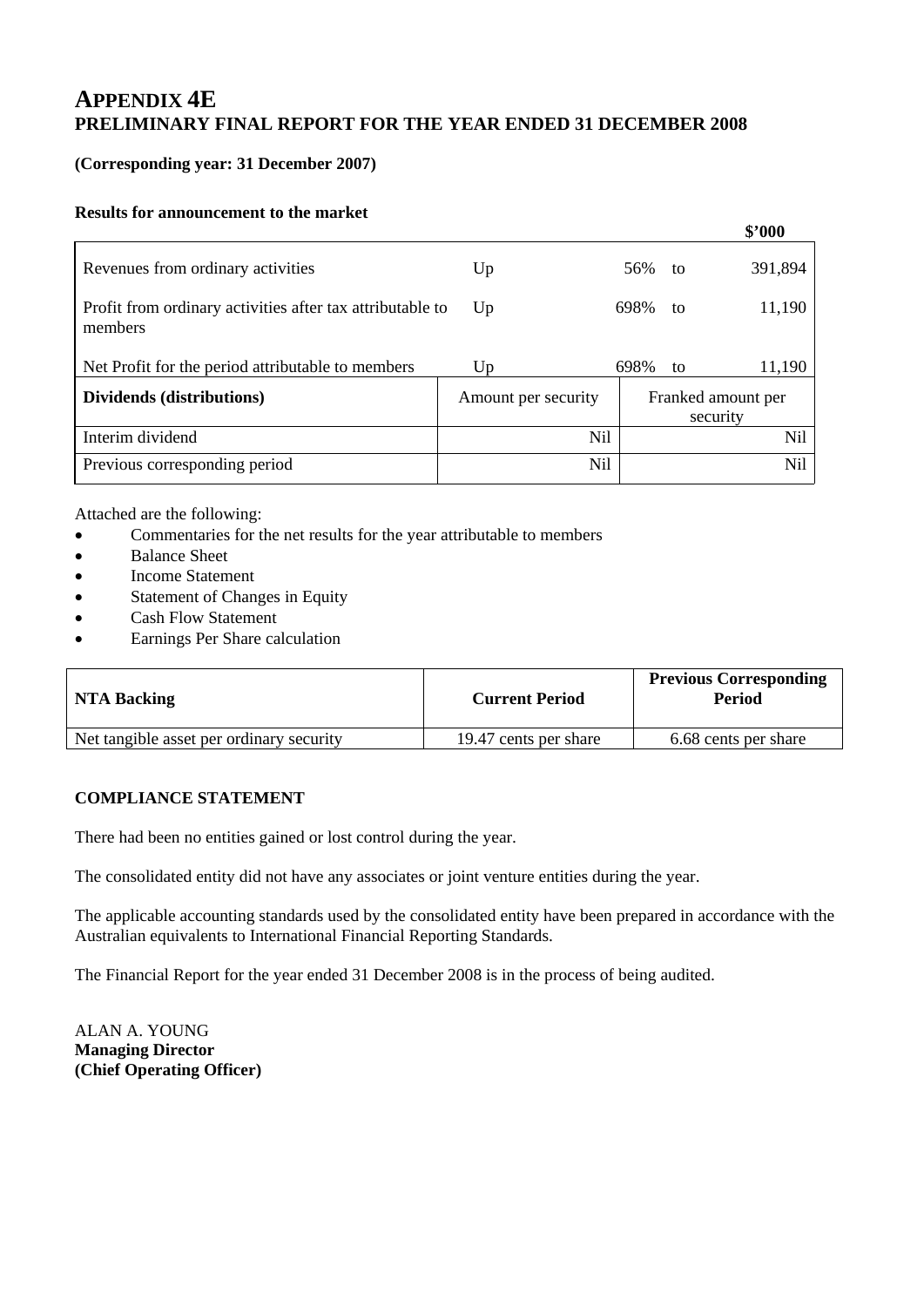# APPENDIX 4E
## PRELIMINARY FINAL REPORT FOR THE YEAR ENDED 31 DECEMBER 2008

**(Corresponding year: 31 December 2007)**

**Results for announcement to the market**

| | | | | **$'000** |
|---|---|---|---|---|
| Revenues from ordinary activities | Up | 56% | to | 391,894 |
| Profit from ordinary activities after tax attributable to members | Up | 698% | to | 11,190 |
| Net Profit for the period attributable to members | Up | 698% | to | 11,190 |

| **Dividends (distributions)** | Amount per security | Franked amount per security |
|---|---|---|
| Interim dividend | Nil | Nil |
| Previous corresponding period | Nil | Nil |

Attached are the following:

- Commentaries for the net results for the year attributable to members
- Balance Sheet
- Income Statement
- Statement of Changes in Equity
- Cash Flow Statement
- Earnings Per Share calculation

| **NTA Backing** | **Current Period** | **Previous Corresponding Period** |
|---|---|---|
| Net tangible asset per ordinary security | 19.47 cents per share | 6.68 cents per share |

**COMPLIANCE STATEMENT**

There had been no entities gained or lost control during the year.

The consolidated entity did not have any associates or joint venture entities during the year.

The applicable accounting standards used by the consolidated entity have been prepared in accordance with the Australian equivalents to International Financial Reporting Standards.

The Financial Report for the year ended 31 December 2008 is in the process of being audited.

ALAN A. YOUNG
**Managing Director**
**(Chief Operating Officer)**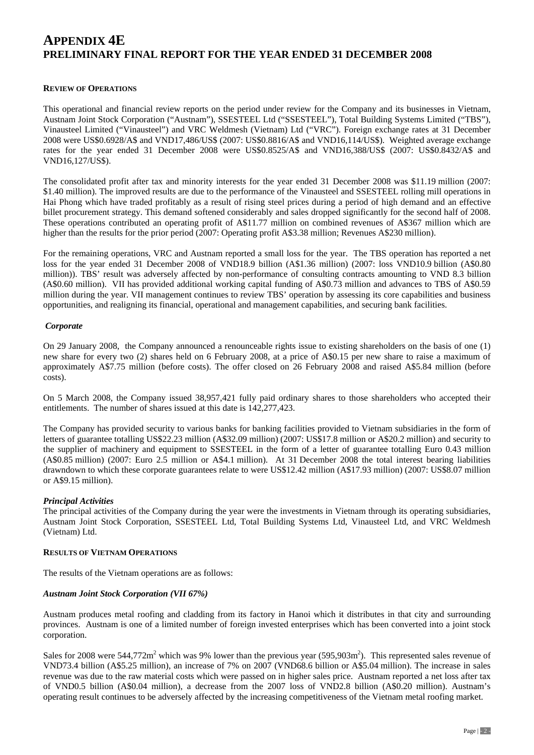# APPENDIX 4E
# PRELIMINARY FINAL REPORT FOR THE YEAR ENDED 31 DECEMBER 2008

## REVIEW OF OPERATIONS

This operational and financial review reports on the period under review for the Company and its businesses in Vietnam, Austnam Joint Stock Corporation ("Austnam"), SSESTEEL Ltd ("SSESTEEL"), Total Building Systems Limited ("TBS"), Vinausteel Limited ("Vinausteel") and VRC Weldmesh (Vietnam) Ltd ("VRC"). Foreign exchange rates at 31 December 2008 were US$0.6928/A$ and VND17,486/US$ (2007: US$0.8816/A$ and VND16,114/US$). Weighted average exchange rates for the year ended 31 December 2008 were US$0.8525/A$ and VND16,388/US$ (2007: US$0.8432/A$ and VND16,127/US$).

The consolidated profit after tax and minority interests for the year ended 31 December 2008 was $11.19 million (2007: $1.40 million). The improved results are due to the performance of the Vinausteel and SSESTEEL rolling mill operations in Hai Phong which have traded profitably as a result of rising steel prices during a period of high demand and an effective billet procurement strategy. This demand softened considerably and sales dropped significantly for the second half of 2008. These operations contributed an operating profit of A$11.77 million on combined revenues of A$367 million which are higher than the results for the prior period (2007: Operating profit A$3.38 million; Revenues A$230 million).

For the remaining operations, VRC and Austnam reported a small loss for the year. The TBS operation has reported a net loss for the year ended 31 December 2008 of VND18.9 billion (A$1.36 million) (2007: loss VND10.9 billion (A$0.80 million)). TBS' result was adversely affected by non-performance of consulting contracts amounting to VND 8.3 billion (A$0.60 million). VII has provided additional working capital funding of A$0.73 million and advances to TBS of A$0.59 million during the year. VII management continues to review TBS' operation by assessing its core capabilities and business opportunities, and realigning its financial, operational and management capabilities, and securing bank facilities.

### *Corporate*

On 29 January 2008, the Company announced a renounceable rights issue to existing shareholders on the basis of one (1) new share for every two (2) shares held on 6 February 2008, at a price of A$0.15 per new share to raise a maximum of approximately A$7.75 million (before costs). The offer closed on 26 February 2008 and raised A$5.84 million (before costs).

On 5 March 2008, the Company issued 38,957,421 fully paid ordinary shares to those shareholders who accepted their entitlements. The number of shares issued at this date is 142,277,423.

The Company has provided security to various banks for banking facilities provided to Vietnam subsidiaries in the form of letters of guarantee totalling US$22.23 million (A$32.09 million) (2007: US$17.8 million or A$20.2 million) and security to the supplier of machinery and equipment to SSESTEEL in the form of a letter of guarantee totalling Euro 0.43 million (A$0.85 million) (2007: Euro 2.5 million or A$4.1 million). At 31 December 2008 the total interest bearing liabilities drawndown to which these corporate guarantees relate to were US$12.42 million (A$17.93 million) (2007: US$8.07 million or A$9.15 million).

### ***Principal Activities***

The principal activities of the Company during the year were the investments in Vietnam through its operating subsidiaries, Austnam Joint Stock Corporation, SSESTEEL Ltd, Total Building Systems Ltd, Vinausteel Ltd, and VRC Weldmesh (Vietnam) Ltd.

## RESULTS OF VIETNAM OPERATIONS

The results of the Vietnam operations are as follows:

### ***Austnam Joint Stock Corporation (VII 67%)***

Austnam produces metal roofing and cladding from its factory in Hanoi which it distributes in that city and surrounding provinces. Austnam is one of a limited number of foreign invested enterprises which has been converted into a joint stock corporation.

Sales for 2008 were 544,772m$^2$ which was 9% lower than the previous year (595,903m$^2$). This represented sales revenue of VND73.4 billion (A$5.25 million), an increase of 7% on 2007 (VND68.6 billion or A$5.04 million). The increase in sales revenue was due to the raw material costs which were passed on in higher sales price. Austnam reported a net loss after tax of VND0.5 billion (A$0.04 million), a decrease from the 2007 loss of VND2.8 billion (A$0.20 million). Austnam's operating result continues to be adversely affected by the increasing competitiveness of the Vietnam metal roofing market.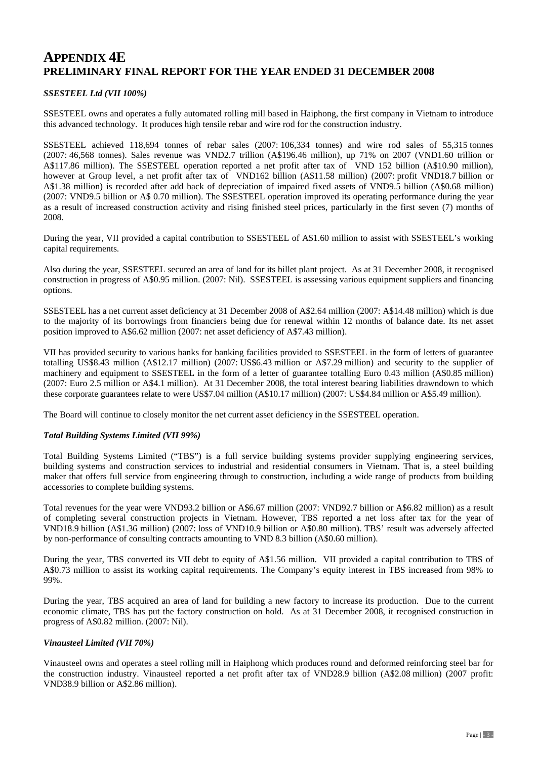# APPENDIX 4E
## PRELIMINARY FINAL REPORT FOR THE YEAR ENDED 31 DECEMBER 2008

***SSESTEEL Ltd (VII 100%)***

SSESTEEL owns and operates a fully automated rolling mill based in Haiphong, the first company in Vietnam to introduce this advanced technology. It produces high tensile rebar and wire rod for the construction industry.

SSESTEEL achieved 118,694 tonnes of rebar sales (2007: 106,334 tonnes) and wire rod sales of 55,315 tonnes (2007: 46,568 tonnes). Sales revenue was VND2.7 trillion (A$196.46 million), up 71% on 2007 (VND1.60 trillion or A$117.86 million). The SSESTEEL operation reported a net profit after tax of VND 152 billion (A$10.90 million), however at Group level, a net profit after tax of VND162 billion (A$11.58 million) (2007: profit VND18.7 billion or A$1.38 million) is recorded after add back of depreciation of impaired fixed assets of VND9.5 billion (A$0.68 million) (2007: VND9.5 billion or A$ 0.70 million). The SSESTEEL operation improved its operating performance during the year as a result of increased construction activity and rising finished steel prices, particularly in the first seven (7) months of 2008.

During the year, VII provided a capital contribution to SSESTEEL of A$1.60 million to assist with SSESTEEL's working capital requirements.

Also during the year, SSESTEEL secured an area of land for its billet plant project. As at 31 December 2008, it recognised construction in progress of A$0.95 million. (2007: Nil). SSESTEEL is assessing various equipment suppliers and financing options.

SSESTEEL has a net current asset deficiency at 31 December 2008 of A$2.64 million (2007: A$14.48 million) which is due to the majority of its borrowings from financiers being due for renewal within 12 months of balance date. Its net asset position improved to A$6.62 million (2007: net asset deficiency of A$7.43 million).

VII has provided security to various banks for banking facilities provided to SSESTEEL in the form of letters of guarantee totalling US$8.43 million (A$12.17 million) (2007: US$6.43 million or A$7.29 million) and security to the supplier of machinery and equipment to SSESTEEL in the form of a letter of guarantee totalling Euro 0.43 million (A$0.85 million) (2007: Euro 2.5 million or A$4.1 million). At 31 December 2008, the total interest bearing liabilities drawndown to which these corporate guarantees relate to were US$7.04 million (A$10.17 million) (2007: US$4.84 million or A$5.49 million).

The Board will continue to closely monitor the net current asset deficiency in the SSESTEEL operation.

***Total Building Systems Limited (VII 99%)***

Total Building Systems Limited ("TBS") is a full service building systems provider supplying engineering services, building systems and construction services to industrial and residential consumers in Vietnam. That is, a steel building maker that offers full service from engineering through to construction, including a wide range of products from building accessories to complete building systems.

Total revenues for the year were VND93.2 billion or A$6.67 million (2007: VND92.7 billion or A$6.82 million) as a result of completing several construction projects in Vietnam. However, TBS reported a net loss after tax for the year of VND18.9 billion (A$1.36 million) (2007: loss of VND10.9 billion or A$0.80 million). TBS' result was adversely affected by non-performance of consulting contracts amounting to VND 8.3 billion (A$0.60 million).

During the year, TBS converted its VII debt to equity of A$1.56 million. VII provided a capital contribution to TBS of A$0.73 million to assist its working capital requirements. The Company's equity interest in TBS increased from 98% to 99%.

During the year, TBS acquired an area of land for building a new factory to increase its production. Due to the current economic climate, TBS has put the factory construction on hold. As at 31 December 2008, it recognised construction in progress of A$0.82 million. (2007: Nil).

***Vinausteel Limited (VII 70%)***

Vinausteel owns and operates a steel rolling mill in Haiphong which produces round and deformed reinforcing steel bar for the construction industry. Vinausteel reported a net profit after tax of VND28.9 billion (A$2.08 million) (2007 profit: VND38.9 billion or A$2.86 million).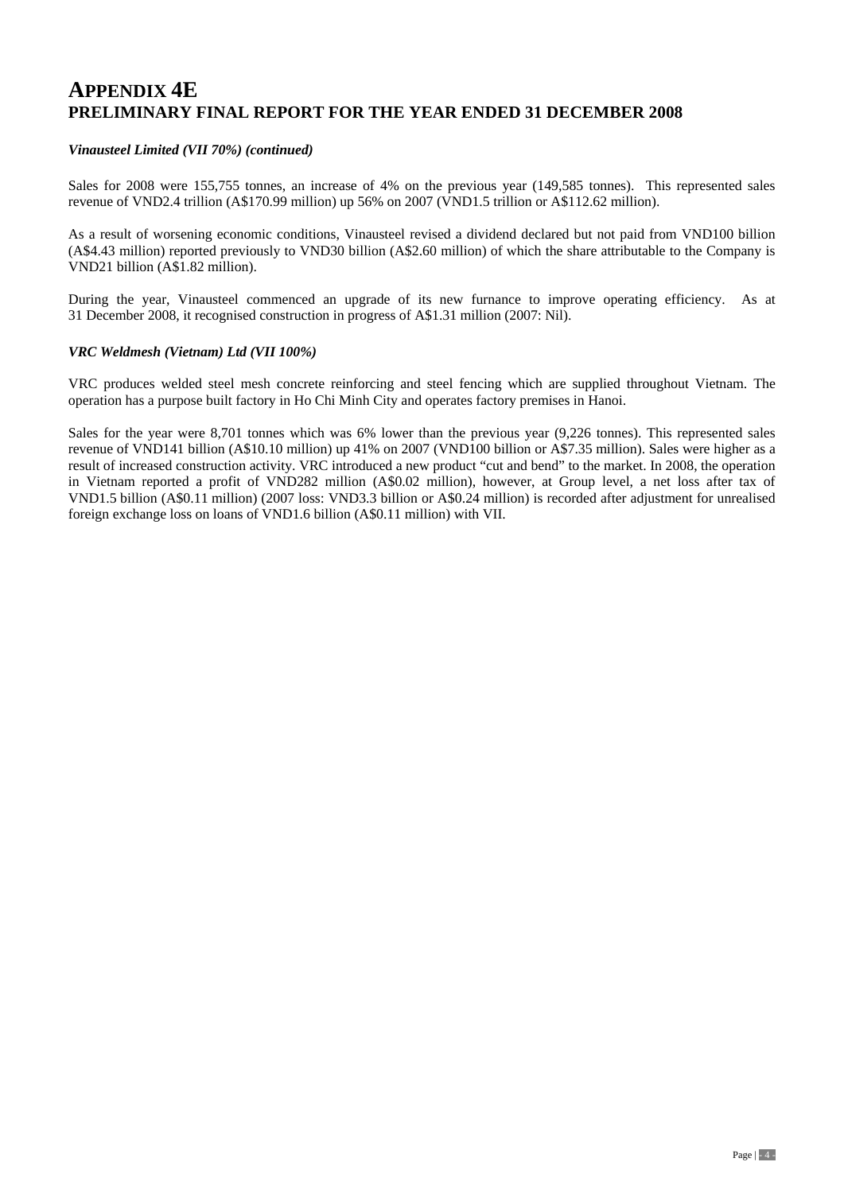# APPENDIX 4E
## PRELIMINARY FINAL REPORT FOR THE YEAR ENDED 31 DECEMBER 2008

***Vinausteel Limited (VII 70%) (continued)***

Sales for 2008 were 155,755 tonnes, an increase of 4% on the previous year (149,585 tonnes). This represented sales revenue of VND2.4 trillion (A$170.99 million) up 56% on 2007 (VND1.5 trillion or A$112.62 million).

As a result of worsening economic conditions, Vinausteel revised a dividend declared but not paid from VND100 billion (A$4.43 million) reported previously to VND30 billion (A$2.60 million) of which the share attributable to the Company is VND21 billion (A$1.82 million).

During the year, Vinausteel commenced an upgrade of its new furnance to improve operating efficiency. As at 31 December 2008, it recognised construction in progress of A$1.31 million (2007: Nil).

***VRC Weldmesh (Vietnam) Ltd (VII 100%)***

VRC produces welded steel mesh concrete reinforcing and steel fencing which are supplied throughout Vietnam. The operation has a purpose built factory in Ho Chi Minh City and operates factory premises in Hanoi.

Sales for the year were 8,701 tonnes which was 6% lower than the previous year (9,226 tonnes). This represented sales revenue of VND141 billion (A$10.10 million) up 41% on 2007 (VND100 billion or A$7.35 million). Sales were higher as a result of increased construction activity. VRC introduced a new product "cut and bend" to the market. In 2008, the operation in Vietnam reported a profit of VND282 million (A$0.02 million), however, at Group level, a net loss after tax of VND1.5 billion (A$0.11 million) (2007 loss: VND3.3 billion or A$0.24 million) is recorded after adjustment for unrealised foreign exchange loss on loans of VND1.6 billion (A$0.11 million) with VII.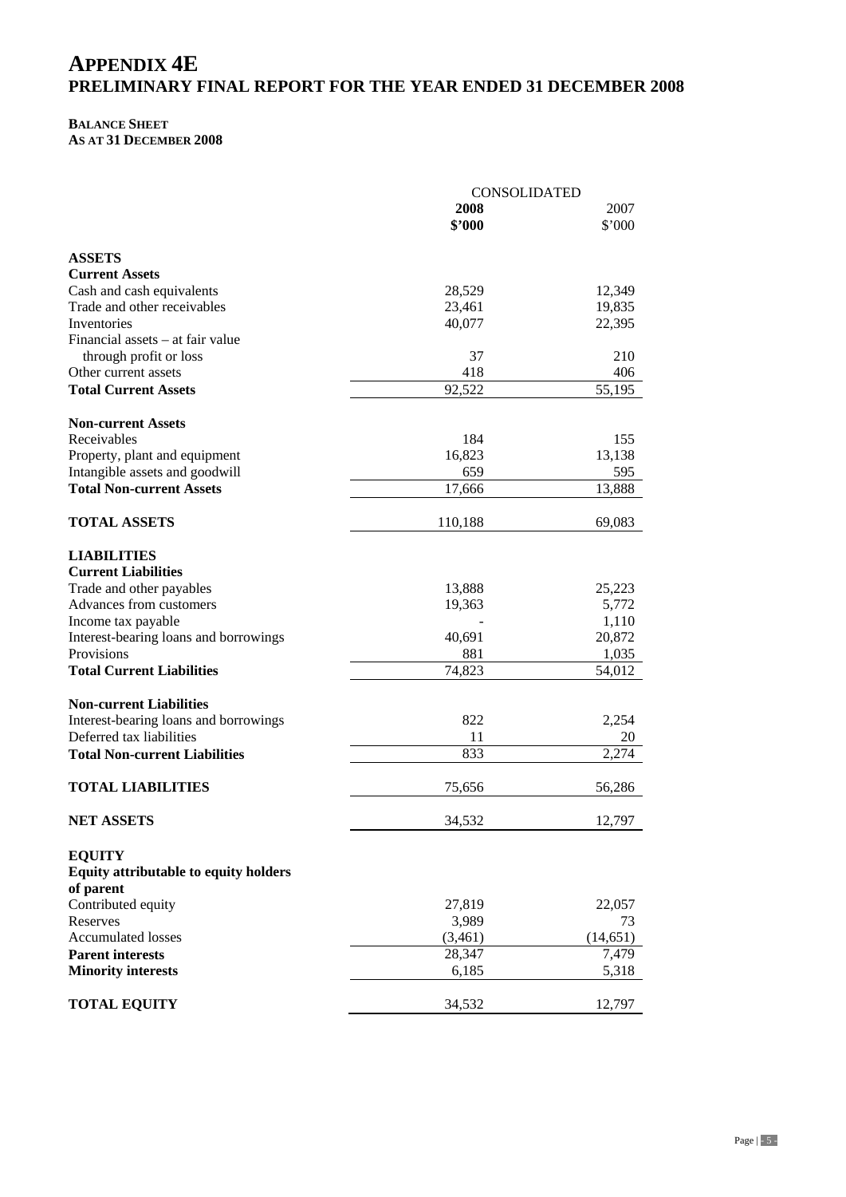# APPENDIX 4E
## PRELIMINARY FINAL REPORT FOR THE YEAR ENDED 31 DECEMBER 2008

**BALANCE SHEET**
**AS AT 31 DECEMBER 2008**

| | CONSOLIDATED | |
|---|---|---|
| | **2008** **\$'000** | 2007 \$'000 |
| **ASSETS** | | |
| **Current Assets** | | |
| Cash and cash equivalents | 28,529 | 12,349 |
| Trade and other receivables | 23,461 | 19,835 |
| Inventories | 40,077 | 22,395 |
| Financial assets – at fair value through profit or loss | 37 | 210 |
| Other current assets | 418 | 406 |
| **Total Current Assets** | 92,522 | 55,195 |
| **Non-current Assets** | | |
| Receivables | 184 | 155 |
| Property, plant and equipment | 16,823 | 13,138 |
| Intangible assets and goodwill | 659 | 595 |
| **Total Non-current Assets** | 17,666 | 13,888 |
| **TOTAL ASSETS** | 110,188 | 69,083 |
| **LIABILITIES** | | |
| **Current Liabilities** | | |
| Trade and other payables | 13,888 | 25,223 |
| Advances from customers | 19,363 | 5,772 |
| Income tax payable | - | 1,110 |
| Interest-bearing loans and borrowings | 40,691 | 20,872 |
| Provisions | 881 | 1,035 |
| **Total Current Liabilities** | 74,823 | 54,012 |
| **Non-current Liabilities** | | |
| Interest-bearing loans and borrowings | 822 | 2,254 |
| Deferred tax liabilities | 11 | 20 |
| **Total Non-current Liabilities** | 833 | 2,274 |
| **TOTAL LIABILITIES** | 75,656 | 56,286 |
| **NET ASSETS** | 34,532 | 12,797 |
| **EQUITY** | | |
| **Equity attributable to equity holders of parent** | | |
| Contributed equity | 27,819 | 22,057 |
| Reserves | 3,989 | 73 |
| Accumulated losses | (3,461) | (14,651) |
| **Parent interests** | 28,347 | 7,479 |
| **Minority interests** | 6,185 | 5,318 |
| **TOTAL EQUITY** | 34,532 | 12,797 |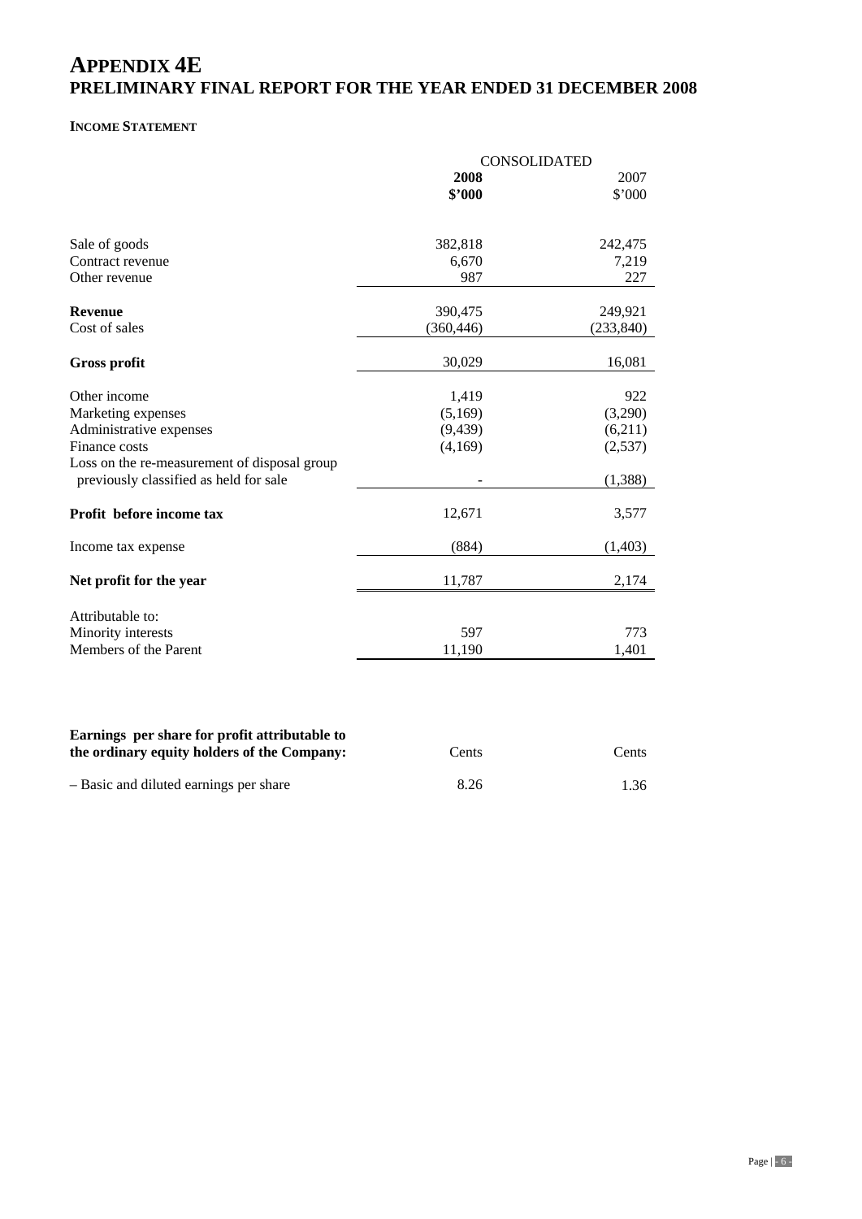# APPENDIX 4E
# PRELIMINARY FINAL REPORT FOR THE YEAR ENDED 31 DECEMBER 2008

**INCOME STATEMENT**

| | CONSOLIDATED | |
|---|---|---|
| | **2008** | 2007 |
| | **$'000** | $'000 |
| Sale of goods | 382,818 | 242,475 |
| Contract revenue | 6,670 | 7,219 |
| Other revenue | 987 | 227 |
| **Revenue** | 390,475 | 249,921 |
| Cost of sales | (360,446) | (233,840) |
| **Gross profit** | 30,029 | 16,081 |
| Other income | 1,419 | 922 |
| Marketing expenses | (5,169) | (3,290) |
| Administrative expenses | (9,439) | (6,211) |
| Finance costs | (4,169) | (2,537) |
| Loss on the re-measurement of disposal group previously classified as held for sale | - | (1,388) |
| **Profit before income tax** | 12,671 | 3,577 |
| Income tax expense | (884) | (1,403) |
| **Net profit for the year** | 11,787 | 2,174 |
| Attributable to: | | |
| Minority interests | 597 | 773 |
| Members of the Parent | 11,190 | 1,401 |

| **Earnings per share for profit attributable to the ordinary equity holders of the Company:** | Cents | Cents |
|---|---|---|
| – Basic and diluted earnings per share | 8.26 | 1.36 |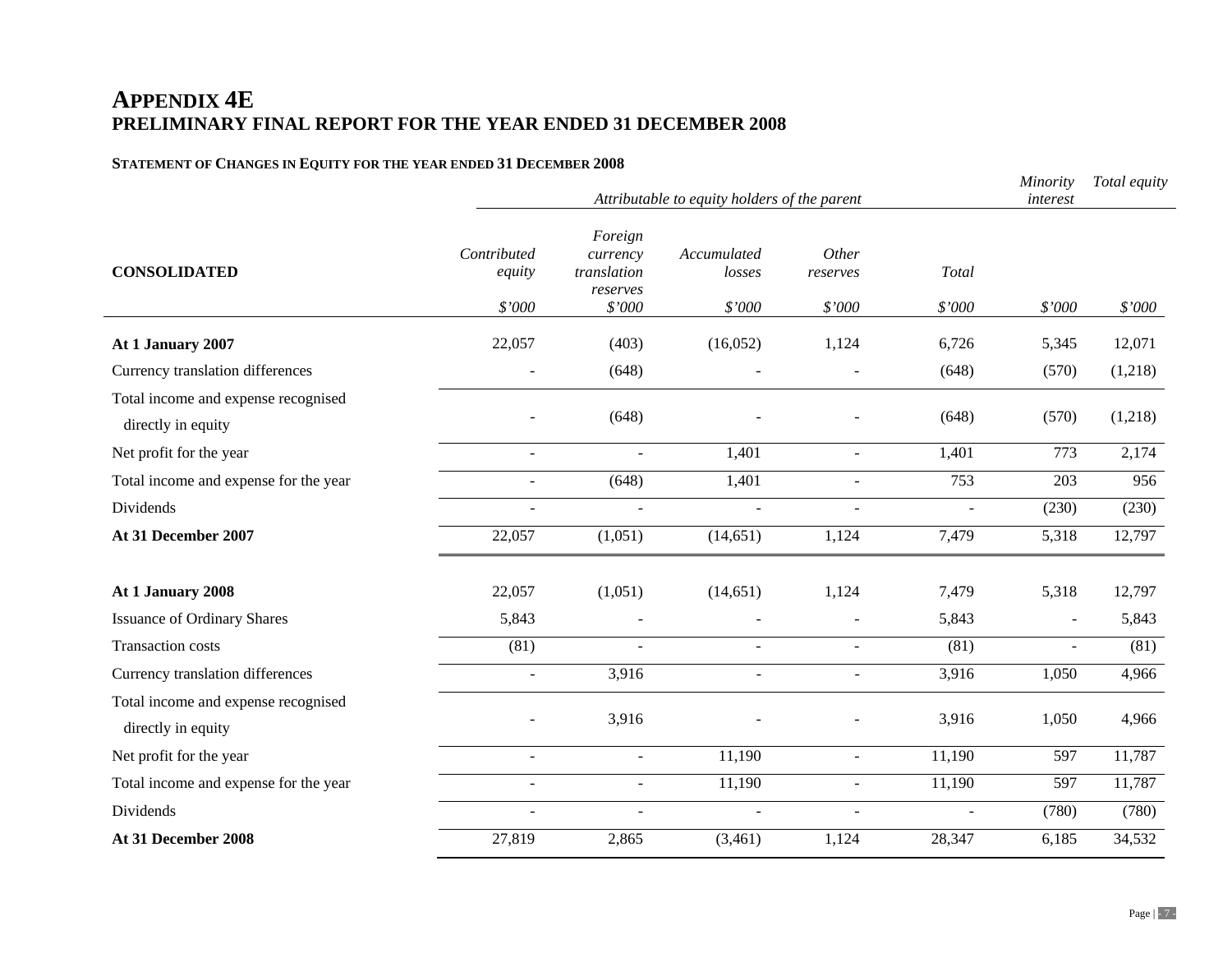# APPENDIX 4E
## PRELIMINARY FINAL REPORT FOR THE YEAR ENDED 31 DECEMBER 2008

### STATEMENT OF CHANGES IN EQUITY FOR THE YEAR ENDED 31 DECEMBER 2008

| | *Attributable to equity holders of the parent* | | | | | *Minority interest* | *Total equity* |
|---|---|---|---|---|---|---|---|
| **CONSOLIDATED** | *Contributed equity* | *Foreign currency translation reserves* | *Accumulated losses* | *Other reserves* | *Total* | | |
| | *$'000* | *$'000* | *$'000* | *$'000* | *$'000* | *$'000* | *$'000* |
| **At 1 January 2007** | 22,057 | (403) | (16,052) | 1,124 | 6,726 | 5,345 | 12,071 |
| Currency translation differences | - | (648) | - | - | (648) | (570) | (1,218) |
| Total income and expense recognised directly in equity | - | (648) | - | - | (648) | (570) | (1,218) |
| Net profit for the year | - | - | 1,401 | - | 1,401 | 773 | 2,174 |
| Total income and expense for the year | - | (648) | 1,401 | - | 753 | 203 | 956 |
| Dividends | - | - | - | - | - | (230) | (230) |
| **At 31 December 2007** | 22,057 | (1,051) | (14,651) | 1,124 | 7,479 | 5,318 | 12,797 |
| | | | | | | | |
| **At 1 January 2008** | 22,057 | (1,051) | (14,651) | 1,124 | 7,479 | 5,318 | 12,797 |
| Issuance of Ordinary Shares | 5,843 | - | - | - | 5,843 | - | 5,843 |
| Transaction costs | (81) | - | - | - | (81) | - | (81) |
| Currency translation differences | - | 3,916 | - | - | 3,916 | 1,050 | 4,966 |
| Total income and expense recognised directly in equity | - | 3,916 | - | - | 3,916 | 1,050 | 4,966 |
| Net profit for the year | - | - | 11,190 | - | 11,190 | 597 | 11,787 |
| Total income and expense for the year | - | - | 11,190 | - | 11,190 | 597 | 11,787 |
| Dividends | - | - | - | - | - | (780) | (780) |
| **At 31 December 2008** | 27,819 | 2,865 | (3,461) | 1,124 | 28,347 | 6,185 | 34,532 |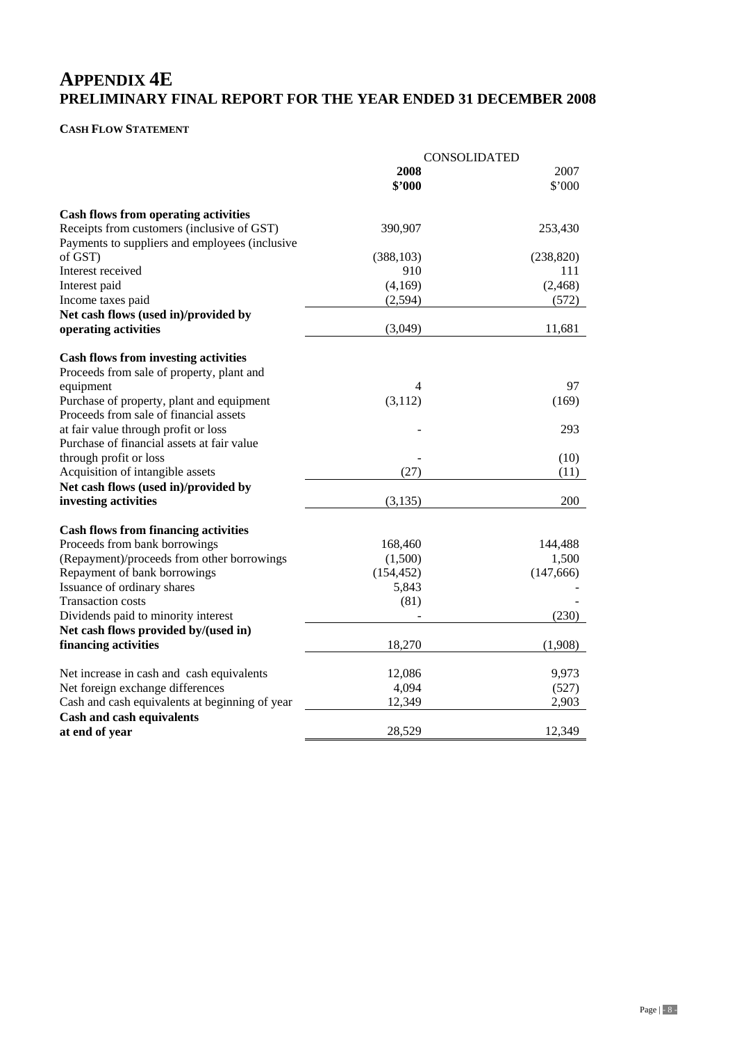# APPENDIX 4E
## PRELIMINARY FINAL REPORT FOR THE YEAR ENDED 31 DECEMBER 2008

### CASH FLOW STATEMENT

| | CONSOLIDATED | |
|---|---|---|
| | **2008** | 2007 |
| | **$'000** | $'000 |
| **Cash flows from operating activities** | | |
| Receipts from customers (inclusive of GST) | 390,907 | 253,430 |
| Payments to suppliers and employees (inclusive of GST) | (388,103) | (238,820) |
| Interest received | 910 | 111 |
| Interest paid | (4,169) | (2,468) |
| Income taxes paid | (2,594) | (572) |
| **Net cash flows (used in)/provided by operating activities** | (3,049) | 11,681 |
| **Cash flows from investing activities** | | |
| Proceeds from sale of property, plant and equipment | 4 | 97 |
| Purchase of property, plant and equipment | (3,112) | (169) |
| Proceeds from sale of financial assets at fair value through profit or loss | - | 293 |
| Purchase of financial assets at fair value through profit or loss | - | (10) |
| Acquisition of intangible assets | (27) | (11) |
| **Net cash flows (used in)/provided by investing activities** | (3,135) | 200 |
| **Cash flows from financing activities** | | |
| Proceeds from bank borrowings | 168,460 | 144,488 |
| (Repayment)/proceeds from other borrowings | (1,500) | 1,500 |
| Repayment of bank borrowings | (154,452) | (147,666) |
| Issuance of ordinary shares | 5,843 | - |
| Transaction costs | (81) | - |
| Dividends paid to minority interest | - | (230) |
| **Net cash flows provided by/(used in) financing activities** | 18,270 | (1,908) |
| Net increase in cash and cash equivalents | 12,086 | 9,973 |
| Net foreign exchange differences | 4,094 | (527) |
| Cash and cash equivalents at beginning of year | 12,349 | 2,903 |
| **Cash and cash equivalents at end of year** | 28,529 | 12,349 |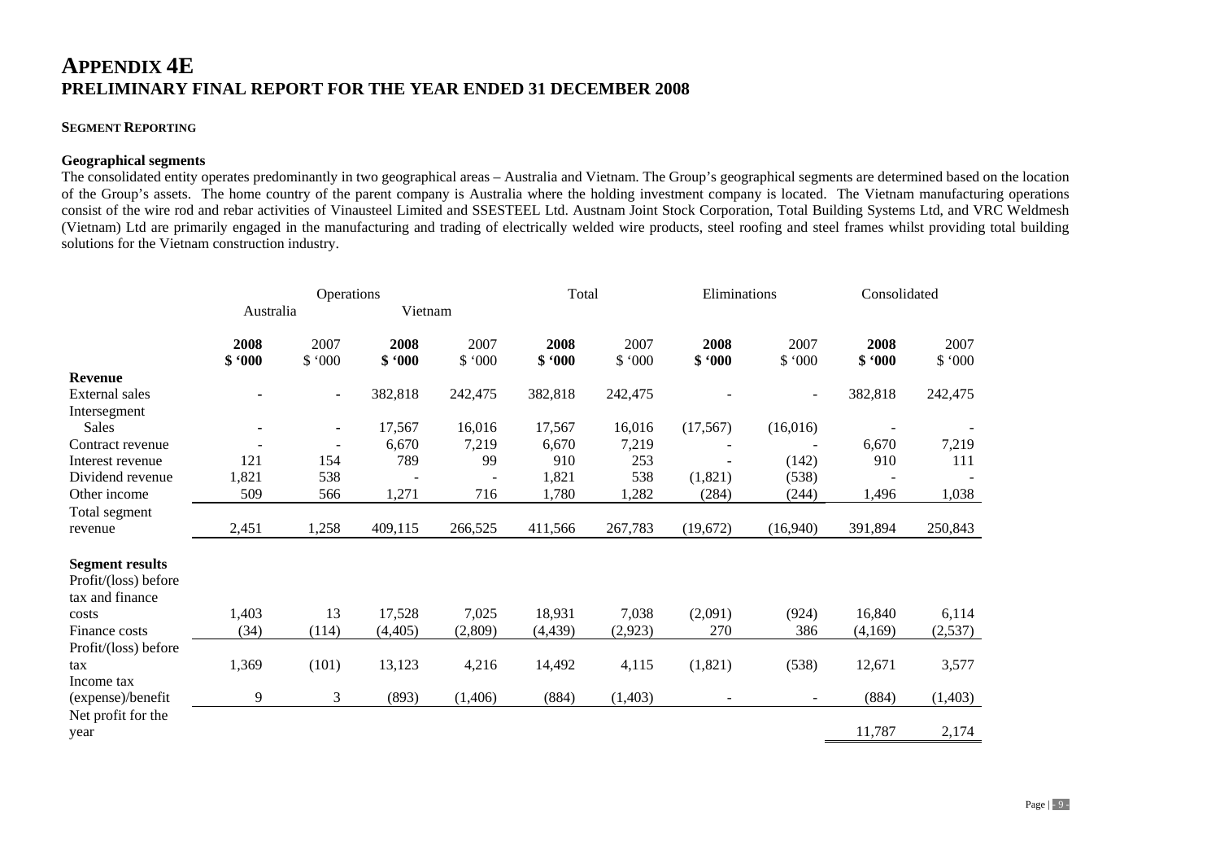# APPENDIX 4E
## PRELIMINARY FINAL REPORT FOR THE YEAR ENDED 31 DECEMBER 2008

### SEGMENT REPORTING

**Geographical segments**

The consolidated entity operates predominantly in two geographical areas – Australia and Vietnam. The Group's geographical segments are determined based on the location of the Group's assets. The home country of the parent company is Australia where the holding investment company is located. The Vietnam manufacturing operations consist of the wire rod and rebar activities of Vinausteel Limited and SSESTEEL Ltd. Austnam Joint Stock Corporation, Total Building Systems Ltd, and VRC Weldmesh (Vietnam) Ltd are primarily engaged in the manufacturing and trading of electrically welded wire products, steel roofing and steel frames whilst providing total building solutions for the Vietnam construction industry.

| | Operations | | | | Total | | Eliminations | | Consolidated | |
|---|---|---|---|---|---|---|---|---|---|---|
| | Australia | | Vietnam | | | | | | | |
| | **2008 $ '000** | 2007 $ '000 | **2008 $ '000** | 2007 $ '000 | **2008 $ '000** | 2007 $ '000 | **2008 $ '000** | 2007 $ '000 | **2008 $ '000** | 2007 $ '000 |
| **Revenue** | | | | | | | | | | |
| External sales | - | - | 382,818 | 242,475 | 382,818 | 242,475 | - | - | 382,818 | 242,475 |
| Intersegment Sales | - | - | 17,567 | 16,016 | 17,567 | 16,016 | (17,567) | (16,016) | - | - |
| Contract revenue | - | - | 6,670 | 7,219 | 6,670 | 7,219 | - | - | 6,670 | 7,219 |
| Interest revenue | 121 | 154 | 789 | 99 | 910 | 253 | - | (142) | 910 | 111 |
| Dividend revenue | 1,821 | 538 | - | - | 1,821 | 538 | (1,821) | (538) | - | - |
| Other income | 509 | 566 | 1,271 | 716 | 1,780 | 1,282 | (284) | (244) | 1,496 | 1,038 |
| Total segment revenue | 2,451 | 1,258 | 409,115 | 266,525 | 411,566 | 267,783 | (19,672) | (16,940) | 391,894 | 250,843 |
| **Segment results** | | | | | | | | | | |
| Profit/(loss) before tax and finance costs | 1,403 | 13 | 17,528 | 7,025 | 18,931 | 7,038 | (2,091) | (924) | 16,840 | 6,114 |
| Finance costs | (34) | (114) | (4,405) | (2,809) | (4,439) | (2,923) | 270 | 386 | (4,169) | (2,537) |
| Profit/(loss) before tax | 1,369 | (101) | 13,123 | 4,216 | 14,492 | 4,115 | (1,821) | (538) | 12,671 | 3,577 |
| Income tax (expense)/benefit | 9 | 3 | (893) | (1,406) | (884) | (1,403) | - | - | (884) | (1,403) |
| Net profit for the year | | | | | | | | | 11,787 | 2,174 |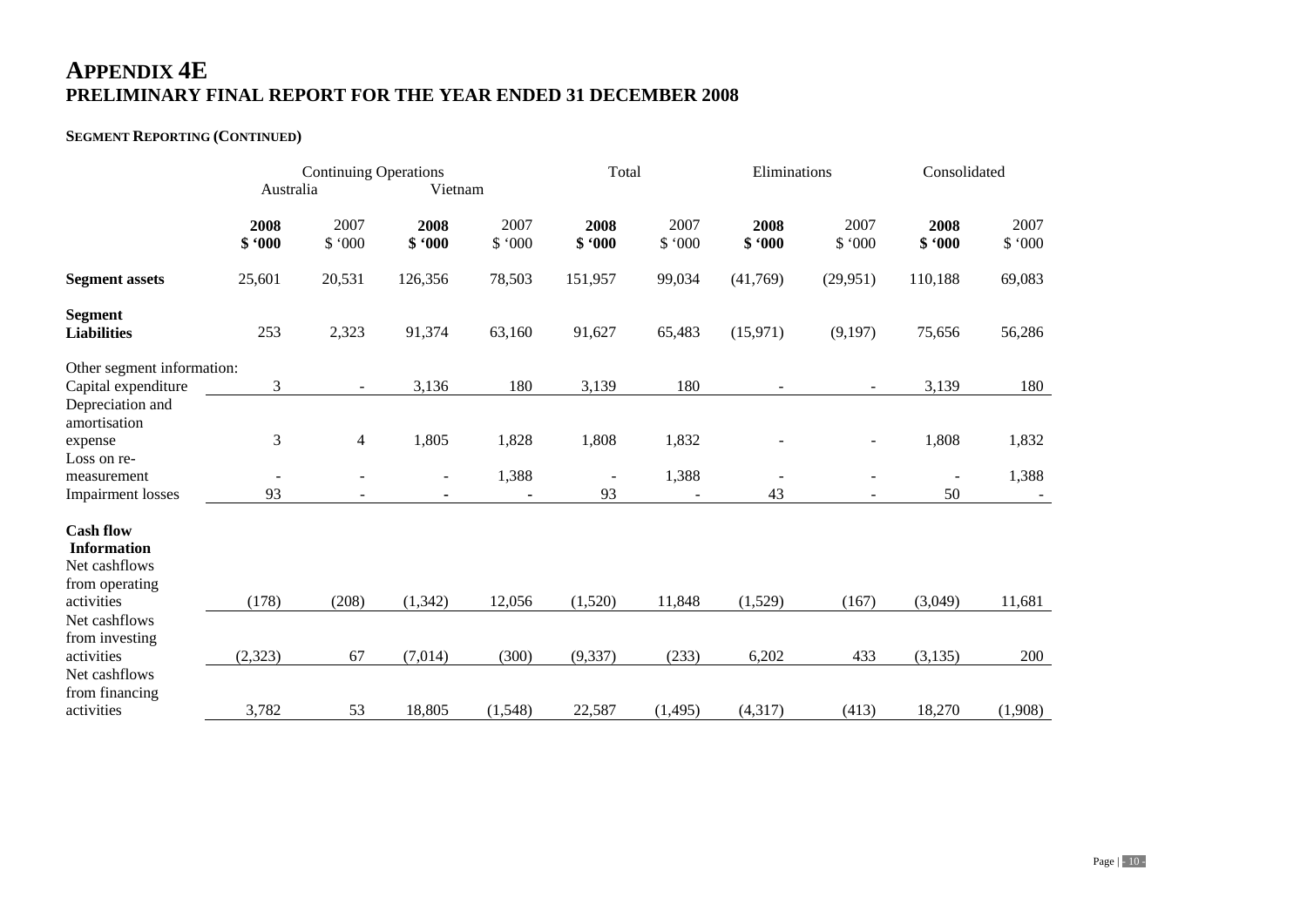# APPENDIX 4E
## PRELIMINARY FINAL REPORT FOR THE YEAR ENDED 31 DECEMBER 2008

### SEGMENT REPORTING (CONTINUED)

| | Continuing Operations | | | | Total | | Eliminations | | Consolidated | |
|---|---|---|---|---|---|---|---|---|---|---|
| | Australia | | Vietnam | | | | | | | |
| | **2008 $ '000** | 2007 $ '000 | **2008 $ '000** | 2007 $ '000 | **2008 $ '000** | 2007 $ '000 | **2008 $ '000** | 2007 $ '000 | **2008 $ '000** | 2007 $ '000 |
| **Segment assets** | 25,601 | 20,531 | 126,356 | 78,503 | 151,957 | 99,034 | (41,769) | (29,951) | 110,188 | 69,083 |
| **Segment Liabilities** | 253 | 2,323 | 91,374 | 63,160 | 91,627 | 65,483 | (15,971) | (9,197) | 75,656 | 56,286 |
| Other segment information: | | | | | | | | | | |
| Capital expenditure | 3 | - | 3,136 | 180 | 3,139 | 180 | - | - | 3,139 | 180 |
| Depreciation and amortisation expense | 3 | 4 | 1,805 | 1,828 | 1,808 | 1,832 | - | - | 1,808 | 1,832 |
| Loss on re-measurement | - | - | - | 1,388 | - | 1,388 | - | - | - | 1,388 |
| Impairment losses | 93 | - | - | - | 93 | - | 43 | - | 50 | - |
| **Cash flow Information** | | | | | | | | | | |
| Net cashflows from operating activities | (178) | (208) | (1,342) | 12,056 | (1,520) | 11,848 | (1,529) | (167) | (3,049) | 11,681 |
| Net cashflows from investing activities | (2,323) | 67 | (7,014) | (300) | (9,337) | (233) | 6,202 | 433 | (3,135) | 200 |
| Net cashflows from financing activities | 3,782 | 53 | 18,805 | (1,548) | 22,587 | (1,495) | (4,317) | (413) | 18,270 | (1,908) |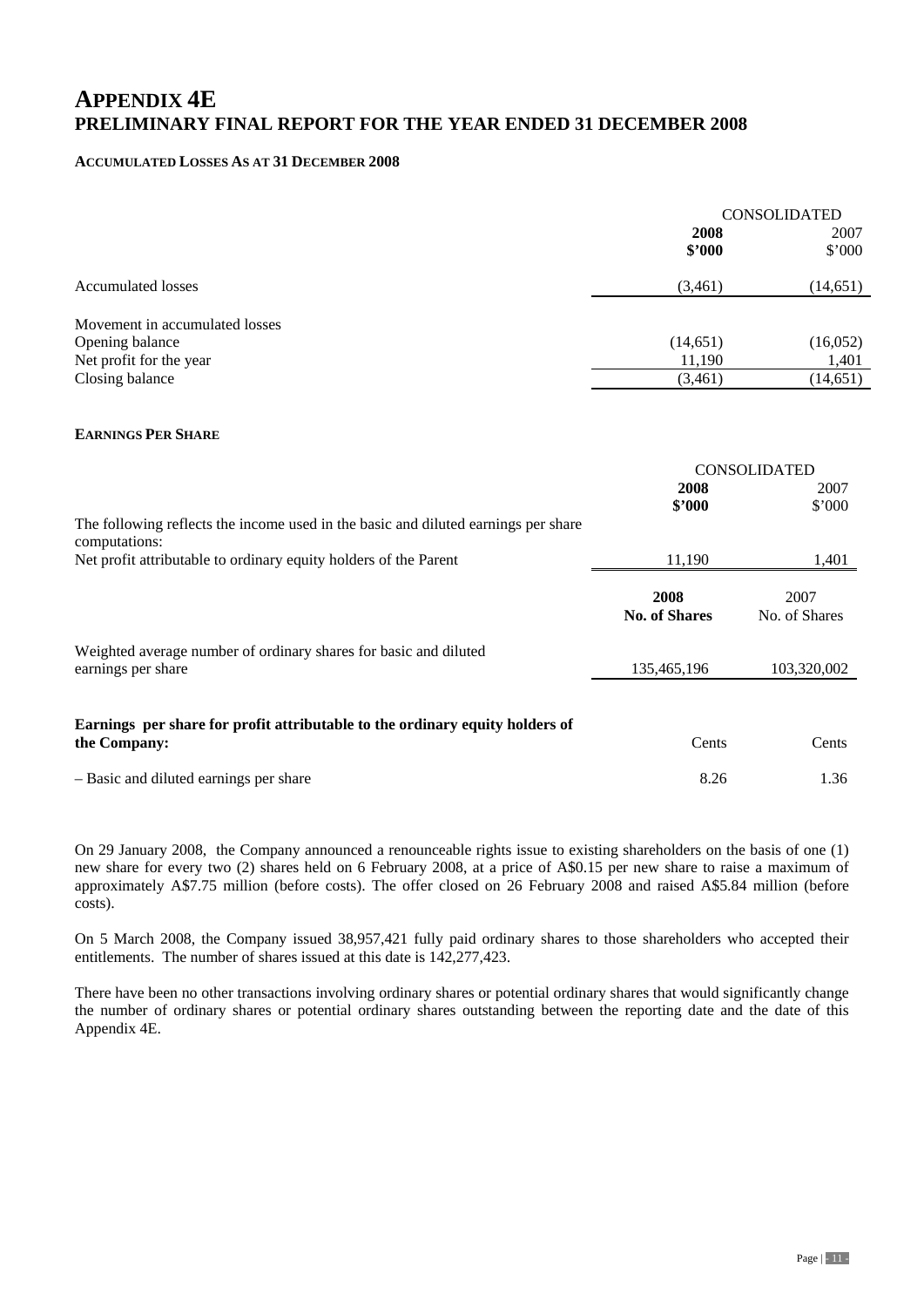# APPENDIX 4E
## PRELIMINARY FINAL REPORT FOR THE YEAR ENDED 31 DECEMBER 2008

### ACCUMULATED LOSSES AS AT 31 DECEMBER 2008

| | CONSOLIDATED | |
|---|---|---|
| | **2008** **\$'000** | 2007 \$'000 |
| Accumulated losses | (3,461) | (14,651) |
| Movement in accumulated losses | | |
| Opening balance | (14,651) | (16,052) |
| Net profit for the year | 11,190 | 1,401 |
| Closing balance | (3,461) | (14,651) |

### EARNINGS PER SHARE

| | CONSOLIDATED | |
|---|---|---|
| | **2008** **\$'000** | 2007 \$'000 |
| The following reflects the income used in the basic and diluted earnings per share computations: | | |
| Net profit attributable to ordinary equity holders of the Parent | 11,190 | 1,401 |
| | **2008** **No. of Shares** | 2007 No. of Shares |
| Weighted average number of ordinary shares for basic and diluted earnings per share | 135,465,196 | 103,320,002 |
| **Earnings per share for profit attributable to the ordinary equity holders of the Company:** | Cents | Cents |
| – Basic and diluted earnings per share | 8.26 | 1.36 |

On 29 January 2008, the Company announced a renounceable rights issue to existing shareholders on the basis of one (1) new share for every two (2) shares held on 6 February 2008, at a price of A\$0.15 per new share to raise a maximum of approximately A\$7.75 million (before costs). The offer closed on 26 February 2008 and raised A\$5.84 million (before costs).

On 5 March 2008, the Company issued 38,957,421 fully paid ordinary shares to those shareholders who accepted their entitlements. The number of shares issued at this date is 142,277,423.

There have been no other transactions involving ordinary shares or potential ordinary shares that would significantly change the number of ordinary shares or potential ordinary shares outstanding between the reporting date and the date of this Appendix 4E.